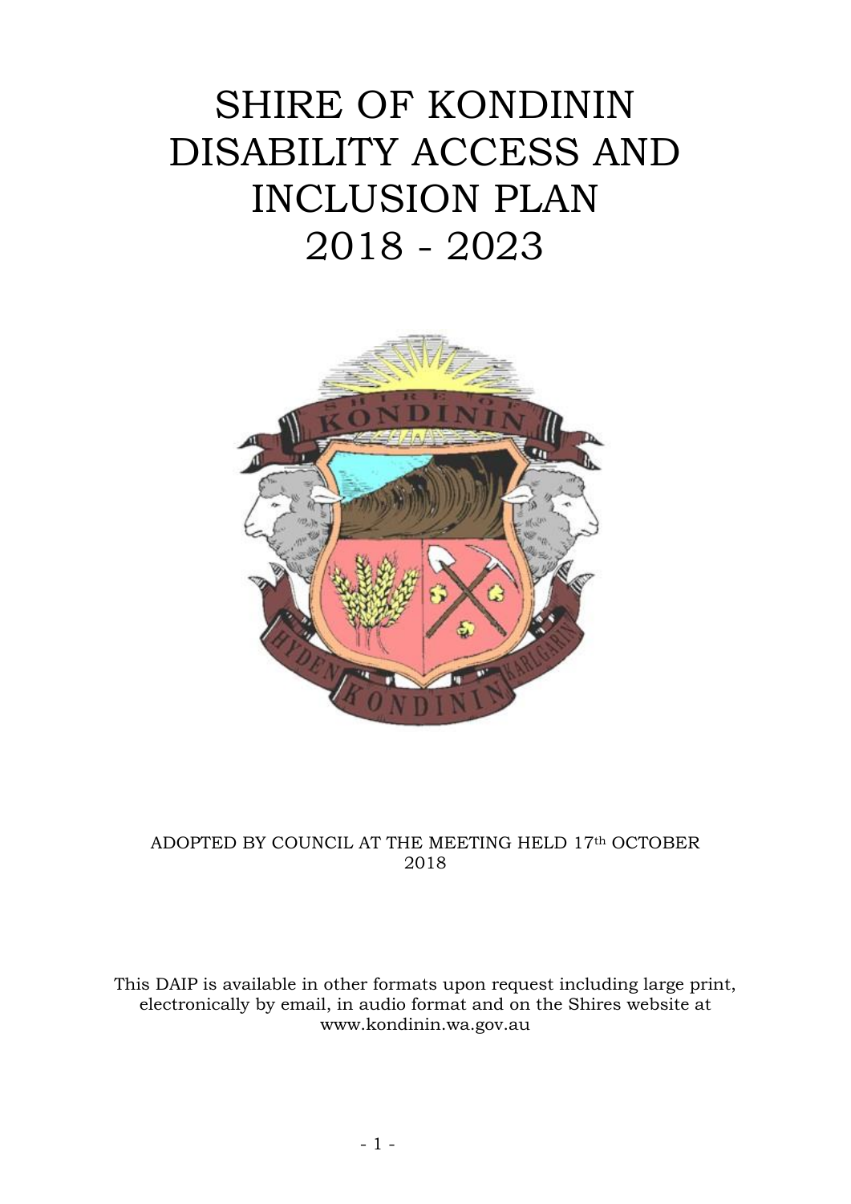# SHIRE OF KONDININ DISABILITY ACCESS AND INCLUSION PLAN 2018 - 2023

ADOPTED BY COUNCIL AT THE MEETING HELD 17th OCTOBER 2018

This DAIP is available in other formats upon request including large print, electronically by email, in audio format and on the Shires website at www.kondinin.wa.gov.au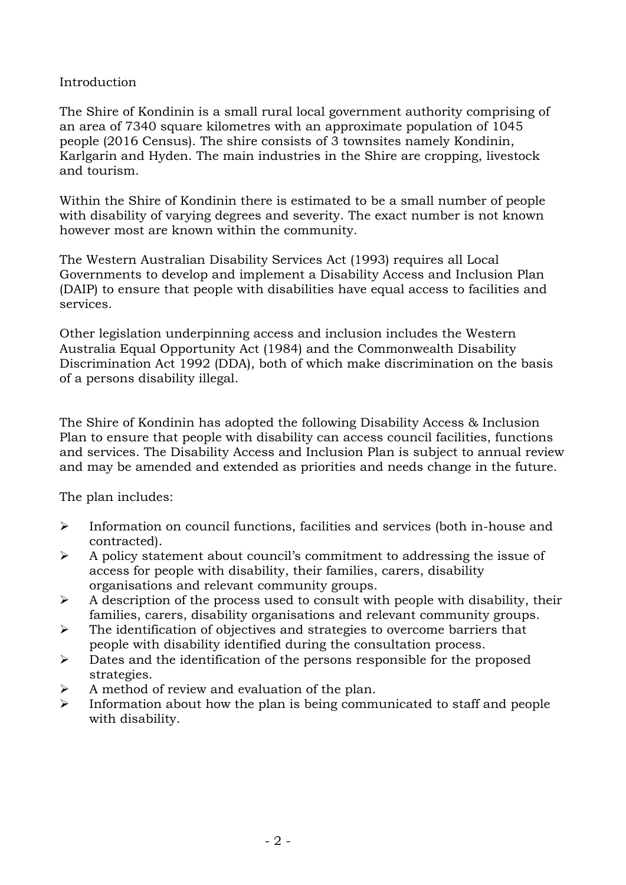## Introduction

The Shire of Kondinin is a small rural local government authority comprising of an area of 7340 square kilometres with an approximate population of 1045 people (2016 Census). The shire consists of 3 townsites namely Kondinin, Karlgarin and Hyden. The main industries in the Shire are cropping, livestock and tourism.

Within the Shire of Kondinin there is estimated to be a small number of people with disability of varying degrees and severity. The exact number is not known however most are known within the community.

The Western Australian Disability Services Act (1993) requires all Local Governments to develop and implement a Disability Access and Inclusion Plan (DAIP) to ensure that people with disabilities have equal access to facilities and services.

Other legislation underpinning access and inclusion includes the Western Australia Equal Opportunity Act (1984) and the Commonwealth Disability Discrimination Act 1992 (DDA), both of which make discrimination on the basis of a persons disability illegal.

The Shire of Kondinin has adopted the following Disability Access & Inclusion Plan to ensure that people with disability can access council facilities, functions and services. The Disability Access and Inclusion Plan is subject to annual review and may be amended and extended as priorities and needs change in the future.

The plan includes:

- Information on council functions, facilities and services (both in-house and contracted).
- A policy statement about council's commitment to addressing the issue of access for people with disability, their families, carers, disability organisations and relevant community groups.
- A description of the process used to consult with people with disability, their families, carers, disability organisations and relevant community groups.
- The identification of objectives and strategies to overcome barriers that people with disability identified during the consultation process.
- Dates and the identification of the persons responsible for the proposed strategies.
- A method of review and evaluation of the plan.
- Information about how the plan is being communicated to staff and people with disability.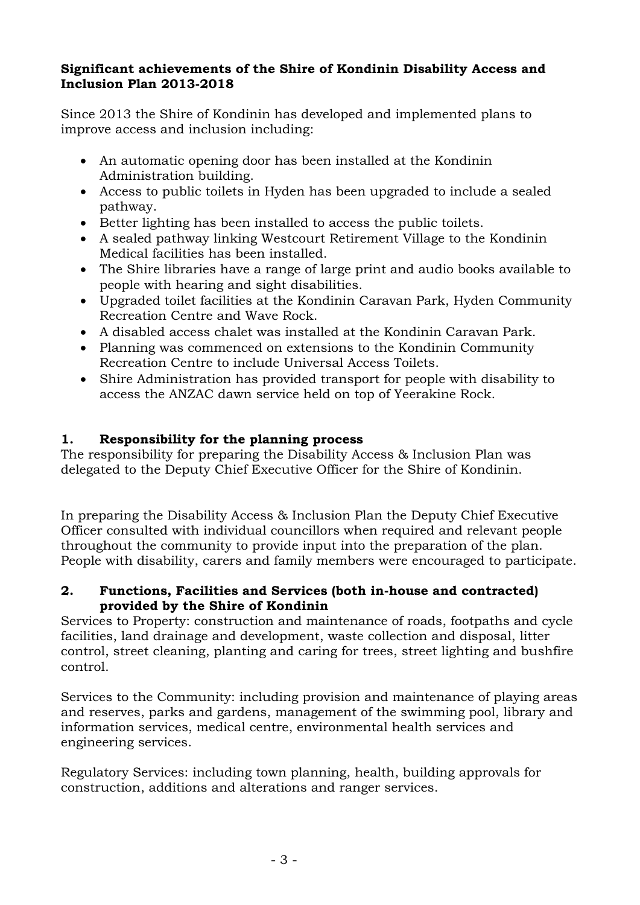**Significant achievements of the Shire of Kondinin Disability Access and Inclusion Plan 2013-2018**

Since 2013 the Shire of Kondinin has developed and implemented plans to improve access and inclusion including:

- An automatic opening door has been installed at the Kondinin Administration building.
- Access to public toilets in Hyden has been upgraded to include a sealed pathway.
- Better lighting has been installed to access the public toilets.
- A sealed pathway linking Westcourt Retirement Village to the Kondinin Medical facilities has been installed.
- The Shire libraries have a range of large print and audio books available to people with hearing and sight disabilities.
- Upgraded toilet facilities at the Kondinin Caravan Park, Hyden Community Recreation Centre and Wave Rock.
- A disabled access chalet was installed at the Kondinin Caravan Park.
- Planning was commenced on extensions to the Kondinin Community Recreation Centre to include Universal Access Toilets.
- Shire Administration has provided transport for people with disability to access the ANZAC dawn service held on top of Yeerakine Rock.

## 1. Responsibility for the planning process

The responsibility for preparing the Disability Access & Inclusion Plan was delegated to the Deputy Chief Executive Officer for the Shire of Kondinin.

In preparing the Disability Access & Inclusion Plan the Deputy Chief Executive Officer consulted with individual councillors when required and relevant people throughout the community to provide input into the preparation of the plan. People with disability, carers and family members were encouraged to participate.

## 2. Functions, Facilities and Services (both in-house and contracted) provided by the Shire of Kondinin

Services to Property: construction and maintenance of roads, footpaths and cycle facilities, land drainage and development, waste collection and disposal, litter control, street cleaning, planting and caring for trees, street lighting and bushfire control.

Services to the Community: including provision and maintenance of playing areas and reserves, parks and gardens, management of the swimming pool, library and information services, medical centre, environmental health services and engineering services.

Regulatory Services: including town planning, health, building approvals for construction, additions and alterations and ranger services.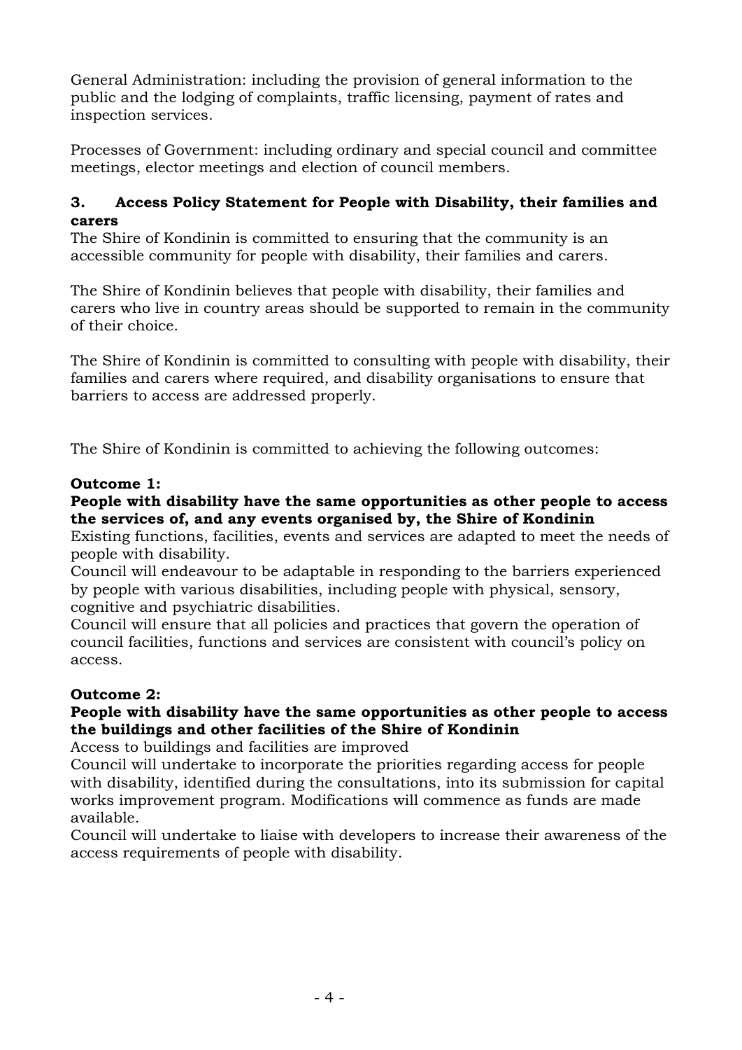General Administration: including the provision of general information to the public and the lodging of complaints, traffic licensing, payment of rates and inspection services.

Processes of Government: including ordinary and special council and committee meetings, elector meetings and election of council members.

## 3. Access Policy Statement for People with Disability, their families and carers

The Shire of Kondinin is committed to ensuring that the community is an accessible community for people with disability, their families and carers.

The Shire of Kondinin believes that people with disability, their families and carers who live in country areas should be supported to remain in the community of their choice.

The Shire of Kondinin is committed to consulting with people with disability, their families and carers where required, and disability organisations to ensure that barriers to access are addressed properly.

The Shire of Kondinin is committed to achieving the following outcomes:

**Outcome 1:**

**People with disability have the same opportunities as other people to access the services of, and any events organised by, the Shire of Kondinin**

Existing functions, facilities, events and services are adapted to meet the needs of people with disability.

Council will endeavour to be adaptable in responding to the barriers experienced by people with various disabilities, including people with physical, sensory, cognitive and psychiatric disabilities.

Council will ensure that all policies and practices that govern the operation of council facilities, functions and services are consistent with council's policy on access.

**Outcome 2:**

**People with disability have the same opportunities as other people to access the buildings and other facilities of the Shire of Kondinin**

Access to buildings and facilities are improved

Council will undertake to incorporate the priorities regarding access for people with disability, identified during the consultations, into its submission for capital works improvement program. Modifications will commence as funds are made available.

Council will undertake to liaise with developers to increase their awareness of the access requirements of people with disability.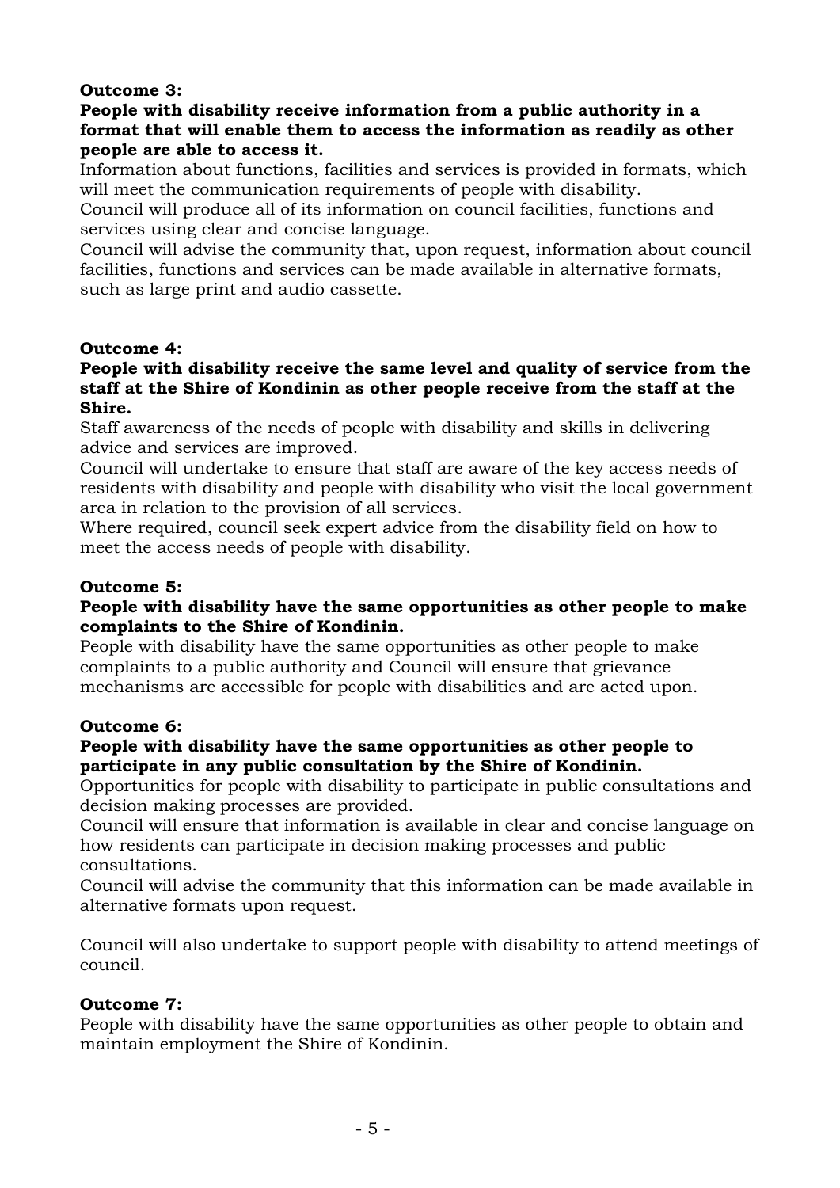**Outcome 3:**

**People with disability receive information from a public authority in a format that will enable them to access the information as readily as other people are able to access it.**

Information about functions, facilities and services is provided in formats, which will meet the communication requirements of people with disability.

Council will produce all of its information on council facilities, functions and services using clear and concise language.

Council will advise the community that, upon request, information about council facilities, functions and services can be made available in alternative formats, such as large print and audio cassette.

**Outcome 4:**

**People with disability receive the same level and quality of service from the staff at the Shire of Kondinin as other people receive from the staff at the Shire.**

Staff awareness of the needs of people with disability and skills in delivering advice and services are improved.

Council will undertake to ensure that staff are aware of the key access needs of residents with disability and people with disability who visit the local government area in relation to the provision of all services.

Where required, council seek expert advice from the disability field on how to meet the access needs of people with disability.

**Outcome 5:**

**People with disability have the same opportunities as other people to make complaints to the Shire of Kondinin.**

People with disability have the same opportunities as other people to make complaints to a public authority and Council will ensure that grievance mechanisms are accessible for people with disabilities and are acted upon.

**Outcome 6:**

**People with disability have the same opportunities as other people to participate in any public consultation by the Shire of Kondinin.**

Opportunities for people with disability to participate in public consultations and decision making processes are provided.

Council will ensure that information is available in clear and concise language on how residents can participate in decision making processes and public consultations.

Council will advise the community that this information can be made available in alternative formats upon request.

Council will also undertake to support people with disability to attend meetings of council.

**Outcome 7:**

People with disability have the same opportunities as other people to obtain and maintain employment the Shire of Kondinin.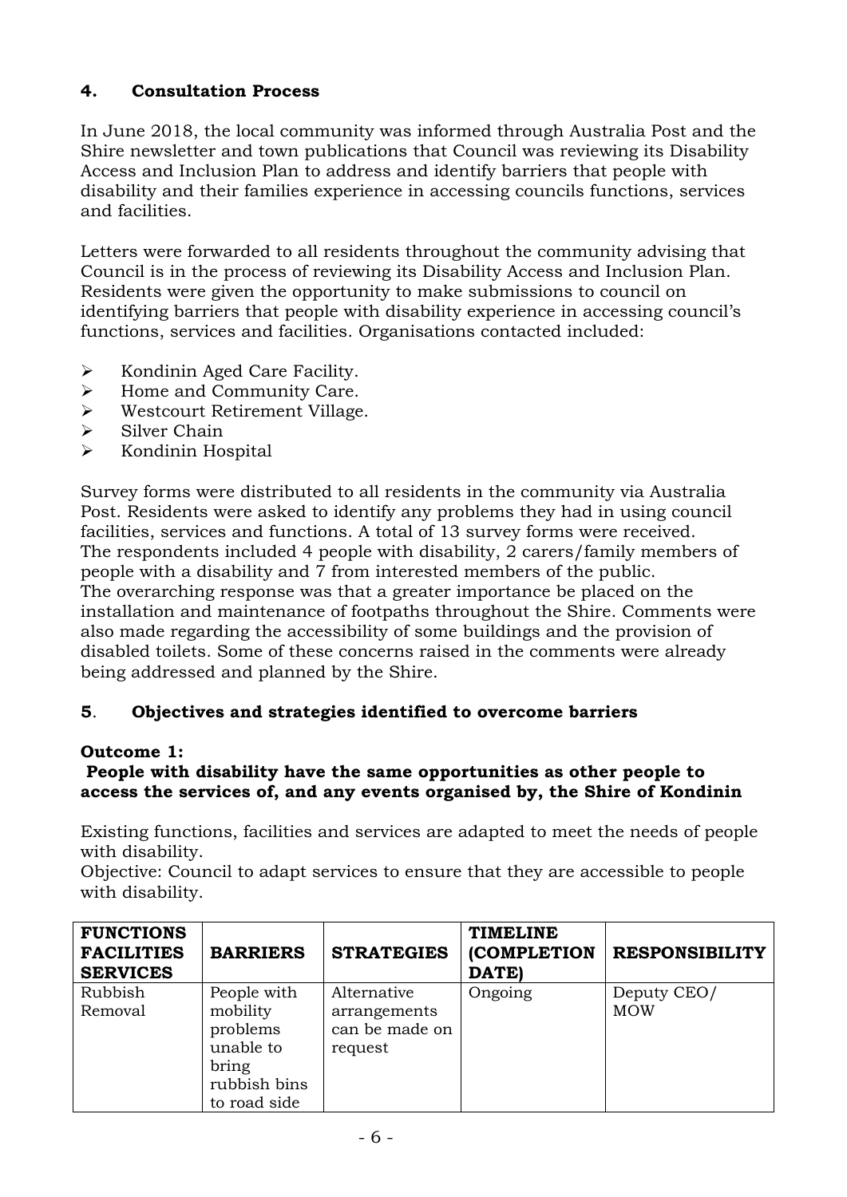## 4. Consultation Process

In June 2018, the local community was informed through Australia Post and the Shire newsletter and town publications that Council was reviewing its Disability Access and Inclusion Plan to address and identify barriers that people with disability and their families experience in accessing councils functions, services and facilities.

Letters were forwarded to all residents throughout the community advising that Council is in the process of reviewing its Disability Access and Inclusion Plan. Residents were given the opportunity to make submissions to council on identifying barriers that people with disability experience in accessing council's functions, services and facilities. Organisations contacted included:

- Kondinin Aged Care Facility.
- Home and Community Care.
- Westcourt Retirement Village.
- Silver Chain
- Kondinin Hospital

Survey forms were distributed to all residents in the community via Australia Post. Residents were asked to identify any problems they had in using council facilities, services and functions. A total of 13 survey forms were received. The respondents included 4 people with disability, 2 carers/family members of people with a disability and 7 from interested members of the public. The overarching response was that a greater importance be placed on the installation and maintenance of footpaths throughout the Shire. Comments were also made regarding the accessibility of some buildings and the provision of disabled toilets. Some of these concerns raised in the comments were already being addressed and planned by the Shire.

## 5. Objectives and strategies identified to overcome barriers

**Outcome 1:**
**People with disability have the same opportunities as other people to access the services of, and any events organised by, the Shire of Kondinin**

Existing functions, facilities and services are adapted to meet the needs of people with disability.
Objective: Council to adapt services to ensure that they are accessible to people with disability.

| FUNCTIONS FACILITIES SERVICES | BARRIERS | STRATEGIES | TIMELINE (COMPLETION DATE) | RESPONSIBILITY |
|---|---|---|---|---|
| Rubbish Removal | People with mobility problems unable to bring rubbish bins to road side | Alternative arrangements can be made on request | Ongoing | Deputy CEO/ MOW |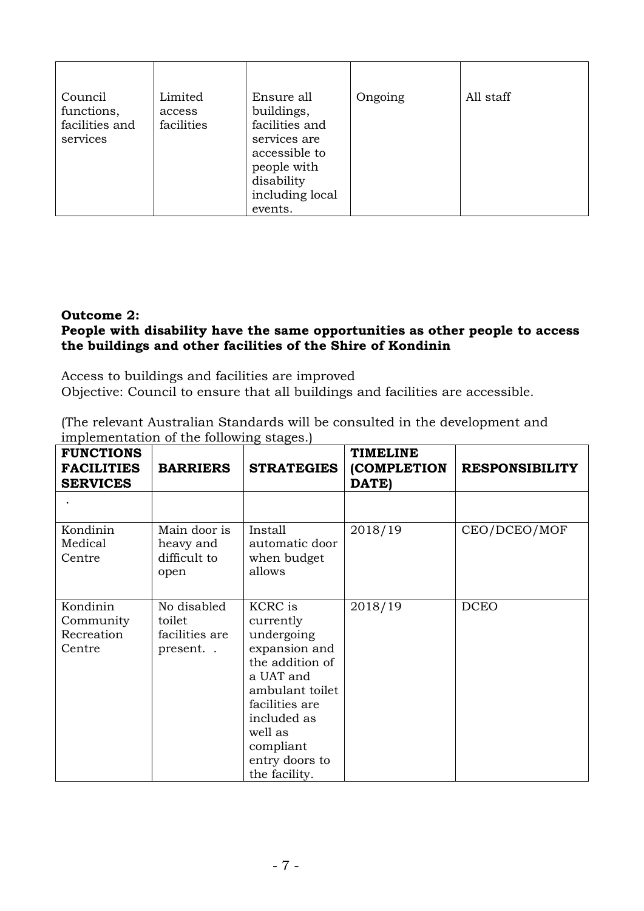| | | | | |
|---|---|---|---|---|
| Council functions, facilities and services | Limited access facilities | Ensure all buildings, facilities and services are accessible to people with disability including local events. | Ongoing | All staff |

**Outcome 2:**
**People with disability have the same opportunities as other people to access the buildings and other facilities of the Shire of Kondinin**

Access to buildings and facilities are improved
Objective: Council to ensure that all buildings and facilities are accessible.

(The relevant Australian Standards will be consulted in the development and implementation of the following stages.)

| FUNCTIONS FACILITIES SERVICES | BARRIERS | STRATEGIES | TIMELINE (COMPLETION DATE) | RESPONSIBILITY |
|---|---|---|---|---|
| . | | | | |
| Kondinin Medical Centre | Main door is heavy and difficult to open | Install automatic door when budget allows | 2018/19 | CEO/DCEO/MOF |
| Kondinin Community Recreation Centre | No disabled toilet facilities are present. . | KCRC is currently undergoing expansion and the addition of a UAT and ambulant toilet facilities are included as well as compliant entry doors to the facility. | 2018/19 | DCEO |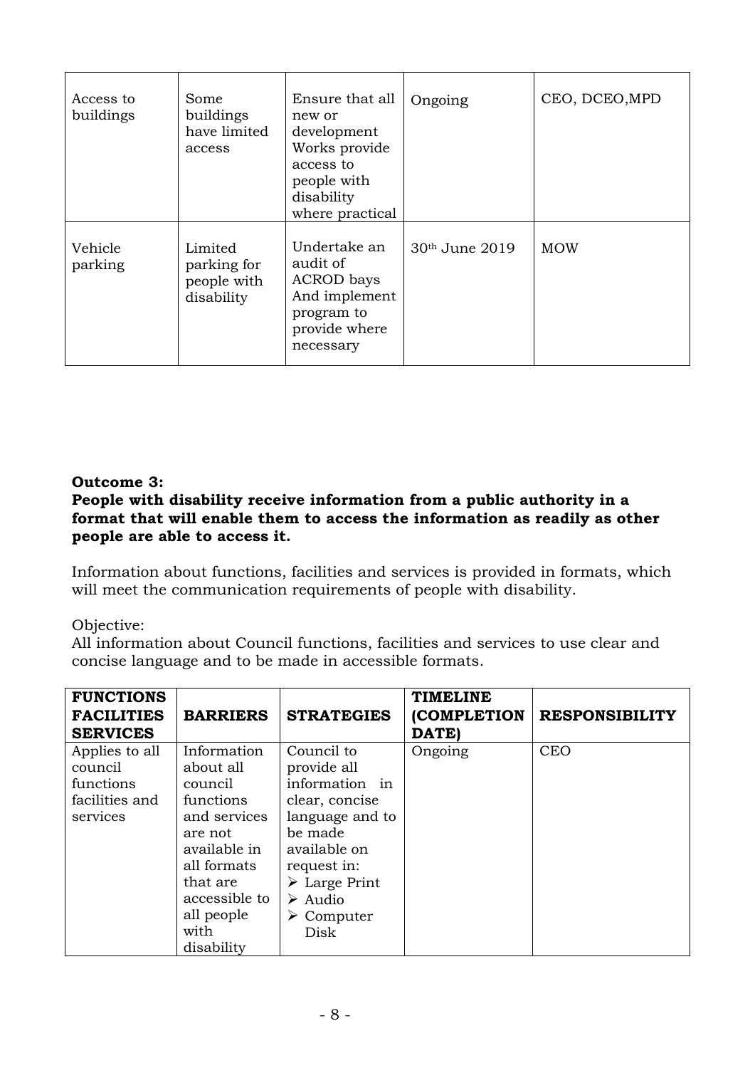| Access to buildings | Some buildings have limited access | Ensure that all new or development Works provide access to people with disability where practical | Ongoing | CEO, DCEO,MPD |
|---|---|---|---|---|
| Vehicle parking | Limited parking for people with disability | Undertake an audit of ACROD bays And implement program to provide where necessary | 30th June 2019 | MOW |

**Outcome 3:**
**People with disability receive information from a public authority in a format that will enable them to access the information as readily as other people are able to access it.**

Information about functions, facilities and services is provided in formats, which will meet the communication requirements of people with disability.

Objective:
All information about Council functions, facilities and services to use clear and concise language and to be made in accessible formats.

| FUNCTIONS FACILITIES SERVICES | BARRIERS | STRATEGIES | TIMELINE (COMPLETION DATE) | RESPONSIBILITY |
|---|---|---|---|---|
| Applies to all council functions facilities and services | Information about all council functions and services are not available in all formats that are accessible to all people with disability | Council to provide all information in clear, concise language and to be made available on request in:<br>➢ Large Print<br>➢ Audio<br>➢ Computer Disk | Ongoing | CEO |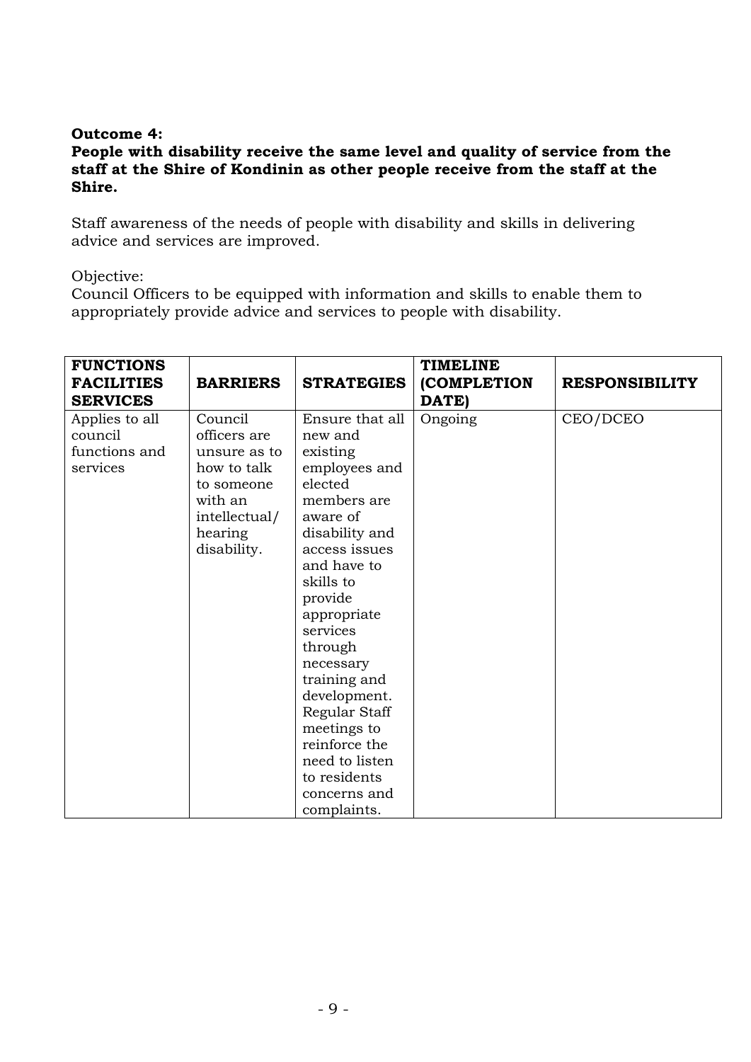**Outcome 4:**
**People with disability receive the same level and quality of service from the staff at the Shire of Kondinin as other people receive from the staff at the Shire.**

Staff awareness of the needs of people with disability and skills in delivering advice and services are improved.

Objective:
Council Officers to be equipped with information and skills to enable them to appropriately provide advice and services to people with disability.

| FUNCTIONS FACILITIES SERVICES | BARRIERS | STRATEGIES | TIMELINE (COMPLETION DATE) | RESPONSIBILITY |
|---|---|---|---|---|
| Applies to all council functions and services | Council officers are unsure as to how to talk to someone with an intellectual/ hearing disability. | Ensure that all new and existing employees and elected members are aware of disability and access issues and have to skills to provide appropriate services through necessary training and development. Regular Staff meetings to reinforce the need to listen to residents concerns and complaints. | Ongoing | CEO/DCEO |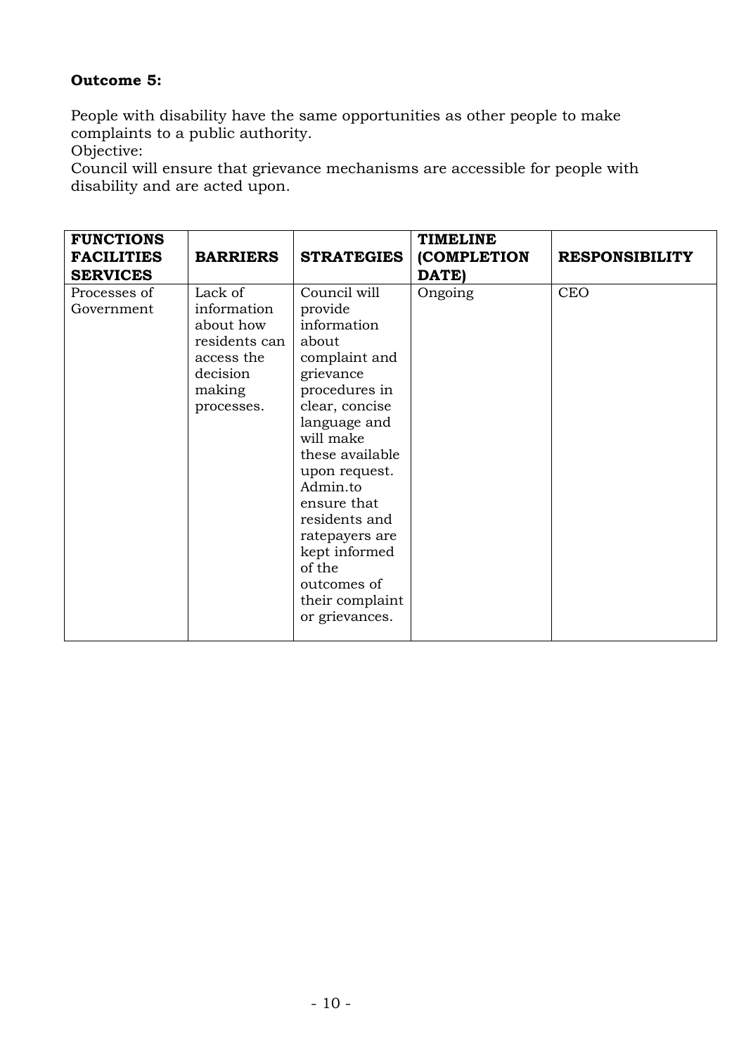**Outcome 5:**

People with disability have the same opportunities as other people to make complaints to a public authority.
Objective:
Council will ensure that grievance mechanisms are accessible for people with disability and are acted upon.

| FUNCTIONS FACILITIES SERVICES | BARRIERS | STRATEGIES | TIMELINE (COMPLETION DATE) | RESPONSIBILITY |
|---|---|---|---|---|
| Processes of Government | Lack of information about how residents can access the decision making processes. | Council will provide information about complaint and grievance procedures in clear, concise language and will make these available upon request. Admin.to ensure that residents and ratepayers are kept informed of the outcomes of their complaint or grievances. | Ongoing | CEO |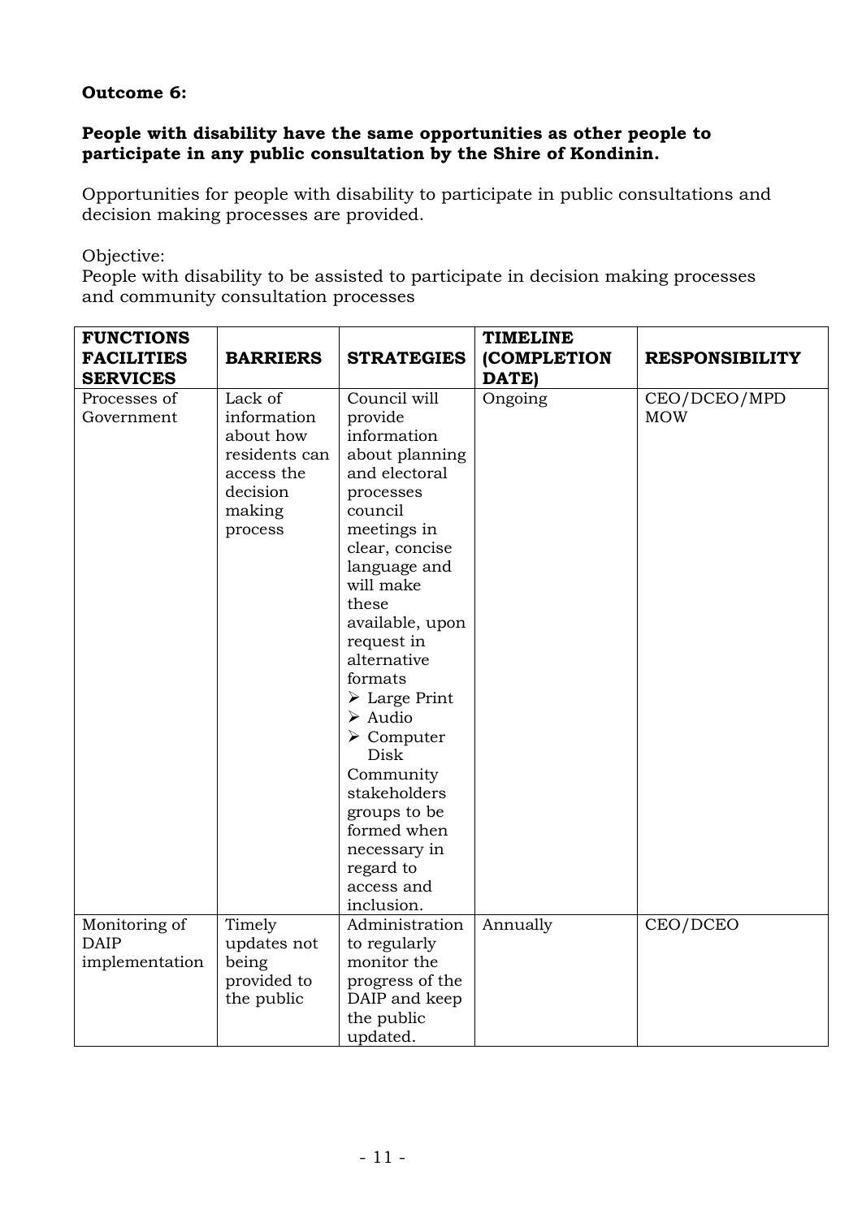**Outcome 6:**

**People with disability have the same opportunities as other people to participate in any public consultation by the Shire of Kondinin.**

Opportunities for people with disability to participate in public consultations and decision making processes are provided.

Objective:
People with disability to be assisted to participate in decision making processes and community consultation processes

| FUNCTIONS FACILITIES SERVICES | BARRIERS | STRATEGIES | TIMELINE (COMPLETION DATE) | RESPONSIBILITY |
|---|---|---|---|---|
| Processes of Government | Lack of information about how residents can access the decision making process | Council will provide information about planning and electoral processes council meetings in clear, concise language and will make these available, upon request in alternative formats<br>➢ Large Print<br>➢ Audio<br>➢ Computer Disk<br>Community stakeholders groups to be formed when necessary in regard to access and inclusion. | Ongoing | CEO/DCEO/MPD MOW |
| Monitoring of DAIP implementation | Timely updates not being provided to the public | Administration to regularly monitor the progress of the DAIP and keep the public updated. | Annually | CEO/DCEO |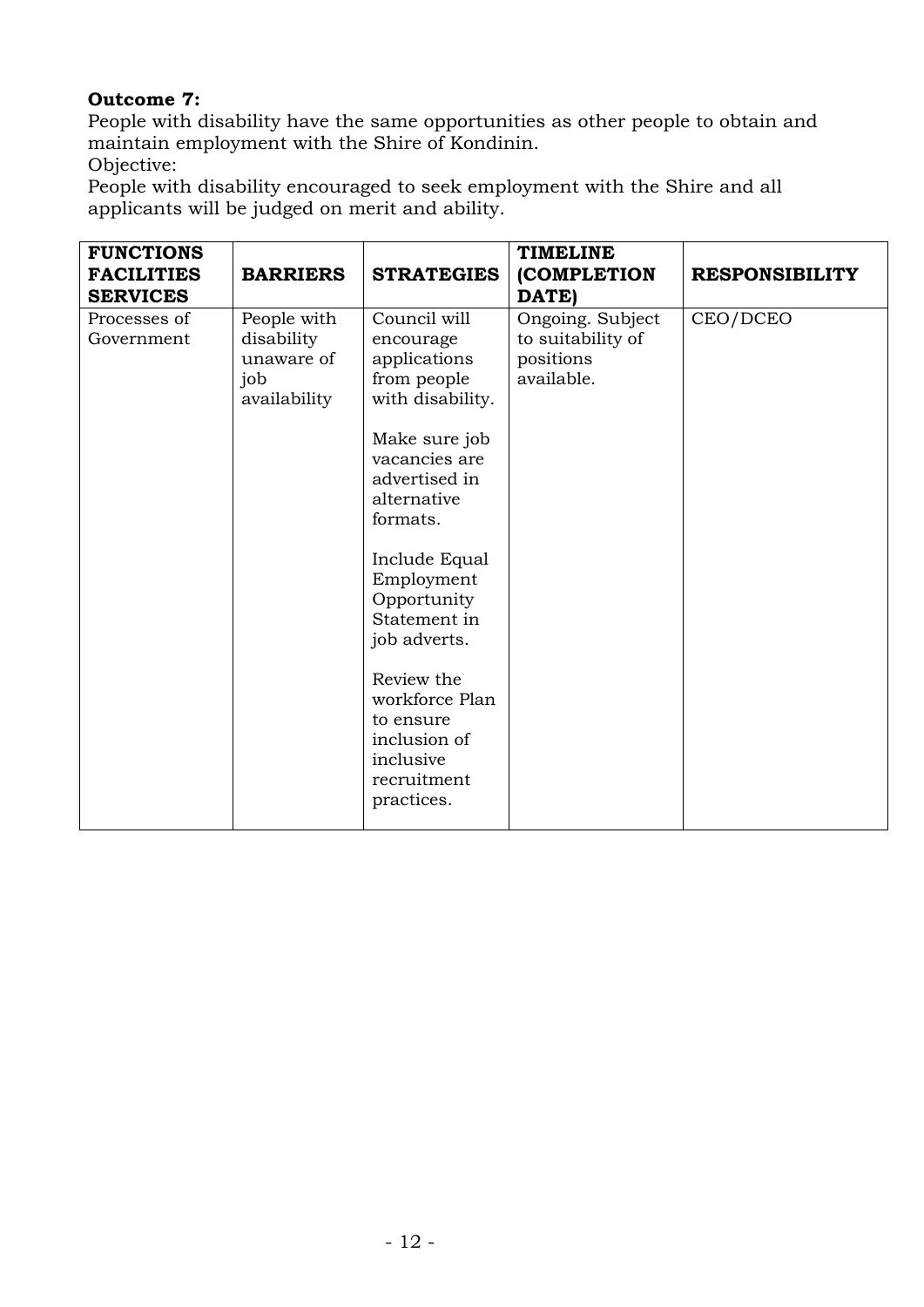**Outcome 7:**
People with disability have the same opportunities as other people to obtain and maintain employment with the Shire of Kondinin.
Objective:
People with disability encouraged to seek employment with the Shire and all applicants will be judged on merit and ability.

| FUNCTIONS FACILITIES SERVICES | BARRIERS | STRATEGIES | TIMELINE (COMPLETION DATE) | RESPONSIBILITY |
|---|---|---|---|---|
| Processes of Government | People with disability unaware of job availability | Council will encourage applications from people with disability.<br><br>Make sure job vacancies are advertised in alternative formats.<br><br>Include Equal Employment Opportunity Statement in job adverts.<br><br>Review the workforce Plan to ensure inclusion of inclusive recruitment practices. | Ongoing. Subject to suitability of positions available. | CEO/DCEO |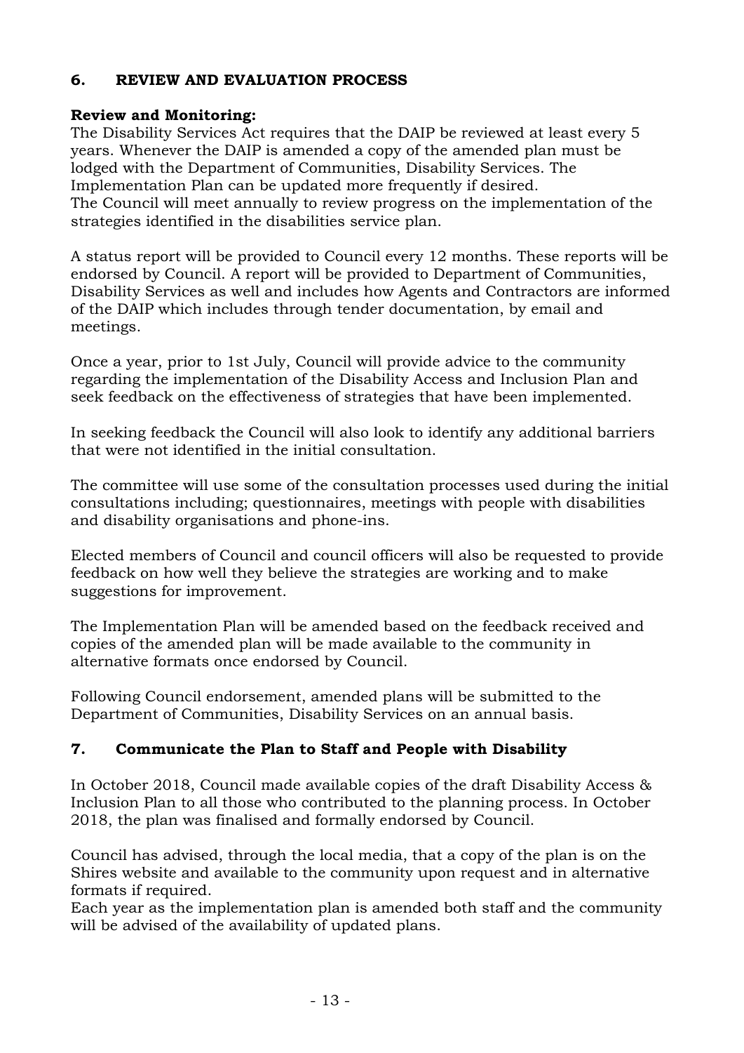## 6. REVIEW AND EVALUATION PROCESS

**Review and Monitoring:**
The Disability Services Act requires that the DAIP be reviewed at least every 5 years. Whenever the DAIP is amended a copy of the amended plan must be lodged with the Department of Communities, Disability Services. The Implementation Plan can be updated more frequently if desired.
The Council will meet annually to review progress on the implementation of the strategies identified in the disabilities service plan.

A status report will be provided to Council every 12 months. These reports will be endorsed by Council. A report will be provided to Department of Communities, Disability Services as well and includes how Agents and Contractors are informed of the DAIP which includes through tender documentation, by email and meetings.

Once a year, prior to 1st July, Council will provide advice to the community regarding the implementation of the Disability Access and Inclusion Plan and seek feedback on the effectiveness of strategies that have been implemented.

In seeking feedback the Council will also look to identify any additional barriers that were not identified in the initial consultation.

The committee will use some of the consultation processes used during the initial consultations including; questionnaires, meetings with people with disabilities and disability organisations and phone-ins.

Elected members of Council and council officers will also be requested to provide feedback on how well they believe the strategies are working and to make suggestions for improvement.

The Implementation Plan will be amended based on the feedback received and copies of the amended plan will be made available to the community in alternative formats once endorsed by Council.

Following Council endorsement, amended plans will be submitted to the Department of Communities, Disability Services on an annual basis.

## 7. Communicate the Plan to Staff and People with Disability

In October 2018, Council made available copies of the draft Disability Access & Inclusion Plan to all those who contributed to the planning process. In October 2018, the plan was finalised and formally endorsed by Council.

Council has advised, through the local media, that a copy of the plan is on the Shires website and available to the community upon request and in alternative formats if required.
Each year as the implementation plan is amended both staff and the community will be advised of the availability of updated plans.